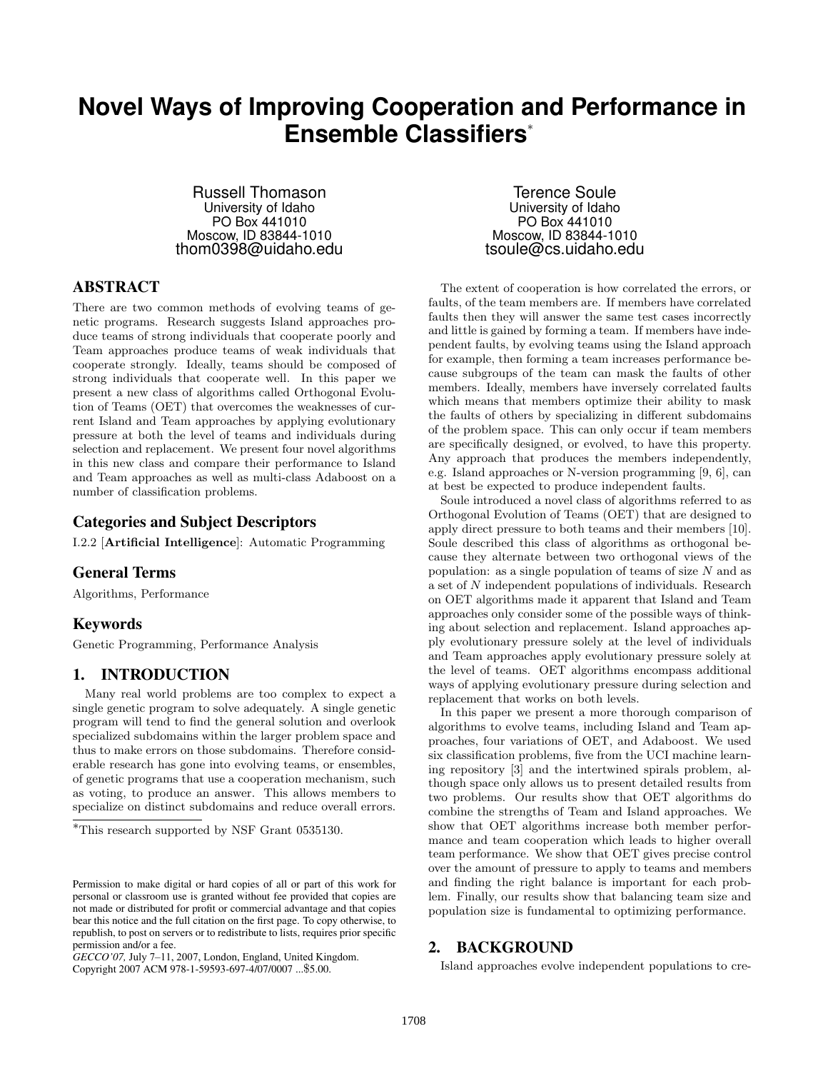# Novel Ways of Improving Cooperation and Performance in Ensemble Classifiers*

Russell Thomason
University of Idaho
PO Box 441010
Moscow, ID 83844-1010
thom0398@uidaho.edu

Terence Soule
University of Idaho
PO Box 441010
Moscow, ID 83844-1010
tsoule@cs.uidaho.edu

## ABSTRACT

There are two common methods of evolving teams of genetic programs. Research suggests Island approaches produce teams of strong individuals that cooperate poorly and Team approaches produce teams of weak individuals that cooperate strongly. Ideally, teams should be composed of strong individuals that cooperate well. In this paper we present a new class of algorithms called Orthogonal Evolution of Teams (OET) that overcomes the weaknesses of current Island and Team approaches by applying evolutionary pressure at both the level of teams and individuals during selection and replacement. We present four novel algorithms in this new class and compare their performance to Island and Team approaches as well as multi-class Adaboost on a number of classification problems.

### Categories and Subject Descriptors

I.2.2 [**Artificial Intelligence**]: Automatic Programming

### General Terms

Algorithms, Performance

### Keywords

Genetic Programming, Performance Analysis

## 1. INTRODUCTION

Many real world problems are too complex to expect a single genetic program to solve adequately. A single genetic program will tend to find the general solution and overlook specialized subdomains within the larger problem space and thus to make errors on those subdomains. Therefore considerable research has gone into evolving teams, or ensembles, of genetic programs that use a cooperation mechanism, such as voting, to produce an answer. This allows members to specialize on distinct subdomains and reduce overall errors.

The extent of cooperation is how correlated the errors, or faults, of the team members are. If members have correlated faults then they will answer the same test cases incorrectly and little is gained by forming a team. If members have independent faults, by evolving teams using the Island approach for example, then forming a team increases performance because subgroups of the team can mask the faults of other members. Ideally, members have inversely correlated faults which means that members optimize their ability to mask the faults of others by specializing in different subdomains of the problem space. This can only occur if team members are specifically designed, or evolved, to have this property. Any approach that produces the members independently, e.g. Island approaches or N-version programming [9, 6], can at best be expected to produce independent faults.

Soule introduced a novel class of algorithms referred to as Orthogonal Evolution of Teams (OET) that are designed to apply direct pressure to both teams and their members [10]. Soule described this class of algorithms as orthogonal because they alternate between two orthogonal views of the population: as a single population of teams of size $N$ and as a set of $N$ independent populations of individuals. Research on OET algorithms made it apparent that Island and Team approaches only consider some of the possible ways of thinking about selection and replacement. Island approaches apply evolutionary pressure solely at the level of individuals and Team approaches apply evolutionary pressure solely at the level of teams. OET algorithms encompass additional ways of applying evolutionary pressure during selection and replacement that works on both levels.

In this paper we present a more thorough comparison of algorithms to evolve teams, including Island and Team approaches, four variations of OET, and Adaboost. We used six classification problems, five from the UCI machine learning repository [3] and the intertwined spirals problem, although space only allows us to present detailed results from two problems. Our results show that OET algorithms do combine the strengths of Team and Island approaches. We show that OET algorithms increase both member performance and team cooperation which leads to higher overall team performance. We show that OET gives precise control over the amount of pressure to apply to teams and members and finding the right balance is important for each problem. Finally, our results show that balancing team size and population size is fundamental to optimizing performance.

## 2. BACKGROUND

Island approaches evolve independent populations to cre-

*This research supported by NSF Grant 0535130.

Permission to make digital or hard copies of all or part of this work for personal or classroom use is granted without fee provided that copies are not made or distributed for profit or commercial advantage and that copies bear this notice and the full citation on the first page. To copy otherwise, to republish, to post on servers or to redistribute to lists, requires prior specific permission and/or a fee.
*GECCO'07,* July 7–11, 2007, London, England, United Kingdom.
Copyright 2007 ACM 978-1-59593-697-4/07/0007 ...$5.00.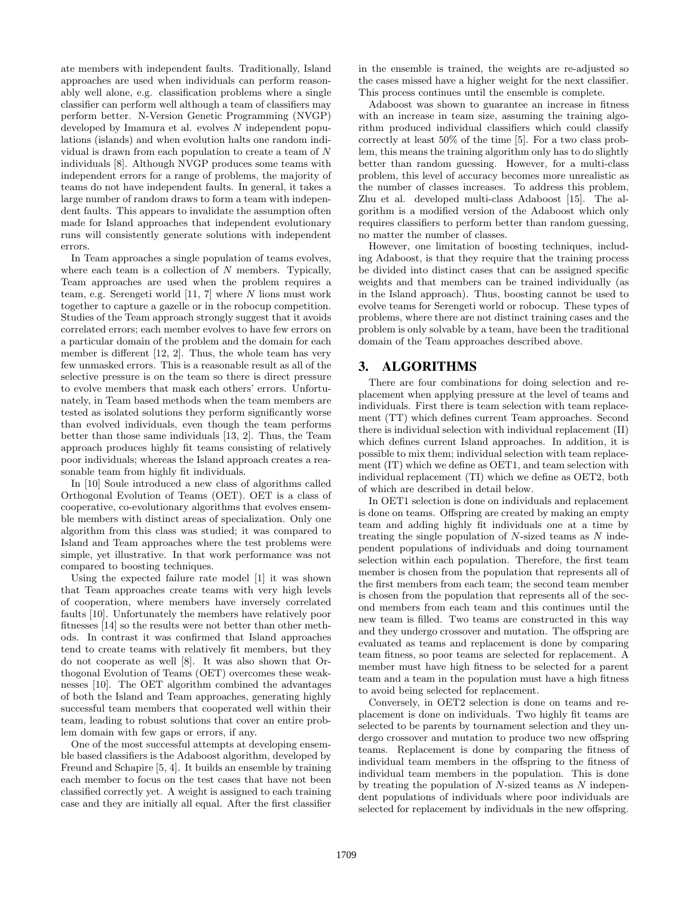ate members with independent faults. Traditionally, Island approaches are used when individuals can perform reasonably well alone, e.g. classification problems where a single classifier can perform well although a team of classifiers may perform better. N-Version Genetic Programming (NVGP) developed by Imamura et al. evolves $N$ independent populations (islands) and when evolution halts one random individual is drawn from each population to create a team of $N$ individuals [8]. Although NVGP produces some teams with independent errors for a range of problems, the majority of teams do not have independent faults. In general, it takes a large number of random draws to form a team with independent faults. This appears to invalidate the assumption often made for Island approaches that independent evolutionary runs will consistently generate solutions with independent errors.

In Team approaches a single population of teams evolves, where each team is a collection of $N$ members. Typically, Team approaches are used when the problem requires a team, e.g. Serengeti world [11, 7] where $N$ lions must work together to capture a gazelle or in the robocup competition. Studies of the Team approach strongly suggest that it avoids correlated errors; each member evolves to have few errors on a particular domain of the problem and the domain for each member is different [12, 2]. Thus, the whole team has very few unmasked errors. This is a reasonable result as all of the selective pressure is on the team so there is direct pressure to evolve members that mask each others' errors. Unfortunately, in Team based methods when the team members are tested as isolated solutions they perform significantly worse than evolved individuals, even though the team performs better than those same individuals [13, 2]. Thus, the Team approach produces highly fit teams consisting of relatively poor individuals; whereas the Island approach creates a reasonable team from highly fit individuals.

In [10] Soule introduced a new class of algorithms called Orthogonal Evolution of Teams (OET). OET is a class of cooperative, co-evolutionary algorithms that evolves ensemble members with distinct areas of specialization. Only one algorithm from this class was studied; it was compared to Island and Team approaches where the test problems were simple, yet illustrative. In that work performance was not compared to boosting techniques.

Using the expected failure rate model [1] it was shown that Team approaches create teams with very high levels of cooperation, where members have inversely correlated faults [10]. Unfortunately the members have relatively poor fitnesses [14] so the results were not better than other methods. In contrast it was confirmed that Island approaches tend to create teams with relatively fit members, but they do not cooperate as well [8]. It was also shown that Orthogonal Evolution of Teams (OET) overcomes these weaknesses [10]. The OET algorithm combined the advantages of both the Island and Team approaches, generating highly successful team members that cooperated well within their team, leading to robust solutions that cover an entire problem domain with few gaps or errors, if any.

One of the most successful attempts at developing ensemble based classifiers is the Adaboost algorithm, developed by Freund and Schapire [5, 4]. It builds an ensemble by training each member to focus on the test cases that have not been classified correctly yet. A weight is assigned to each training case and they are initially all equal. After the first classifier in the ensemble is trained, the weights are re-adjusted so the cases missed have a higher weight for the next classifier. This process continues until the ensemble is complete.

Adaboost was shown to guarantee an increase in fitness with an increase in team size, assuming the training algorithm produced individual classifiers which could classify correctly at least 50% of the time [5]. For a two class problem, this means the training algorithm only has to do slightly better than random guessing. However, for a multi-class problem, this level of accuracy becomes more unrealistic as the number of classes increases. To address this problem, Zhu et al. developed multi-class Adaboost [15]. The algorithm is a modified version of the Adaboost which only requires classifiers to perform better than random guessing, no matter the number of classes.

However, one limitation of boosting techniques, including Adaboost, is that they require that the training process be divided into distinct cases that can be assigned specific weights and that members can be trained individually (as in the Island approach). Thus, boosting cannot be used to evolve teams for Serengeti world or robocup. These types of problems, where there are not distinct training cases and the problem is only solvable by a team, have been the traditional domain of the Team approaches described above.

## 3. ALGORITHMS

There are four combinations for doing selection and replacement when applying pressure at the level of teams and individuals. First there is team selection with team replacement (TT) which defines current Team approaches. Second there is individual selection with individual replacement (II) which defines current Island approaches. In addition, it is possible to mix them; individual selection with team replacement (IT) which we define as OET1, and team selection with individual replacement (TI) which we define as OET2, both of which are described in detail below.

In OET1 selection is done on individuals and replacement is done on teams. Offspring are created by making an empty team and adding highly fit individuals one at a time by treating the single population of $N$-sized teams as $N$ independent populations of individuals and doing tournament selection within each population. Therefore, the first team member is chosen from the population that represents all of the first members from each team; the second team member is chosen from the population that represents all of the second members from each team and this continues until the new team is filled. Two teams are constructed in this way and they undergo crossover and mutation. The offspring are evaluated as teams and replacement is done by comparing team fitness, so poor teams are selected for replacement. A member must have high fitness to be selected for a parent team and a team in the population must have a high fitness to avoid being selected for replacement.

Conversely, in OET2 selection is done on teams and replacement is done on individuals. Two highly fit teams are selected to be parents by tournament selection and they undergo crossover and mutation to produce two new offspring teams. Replacement is done by comparing the fitness of individual team members in the offspring to the fitness of individual team members in the population. This is done by treating the population of $N$-sized teams as $N$ independent populations of individuals where poor individuals are selected for replacement by individuals in the new offspring.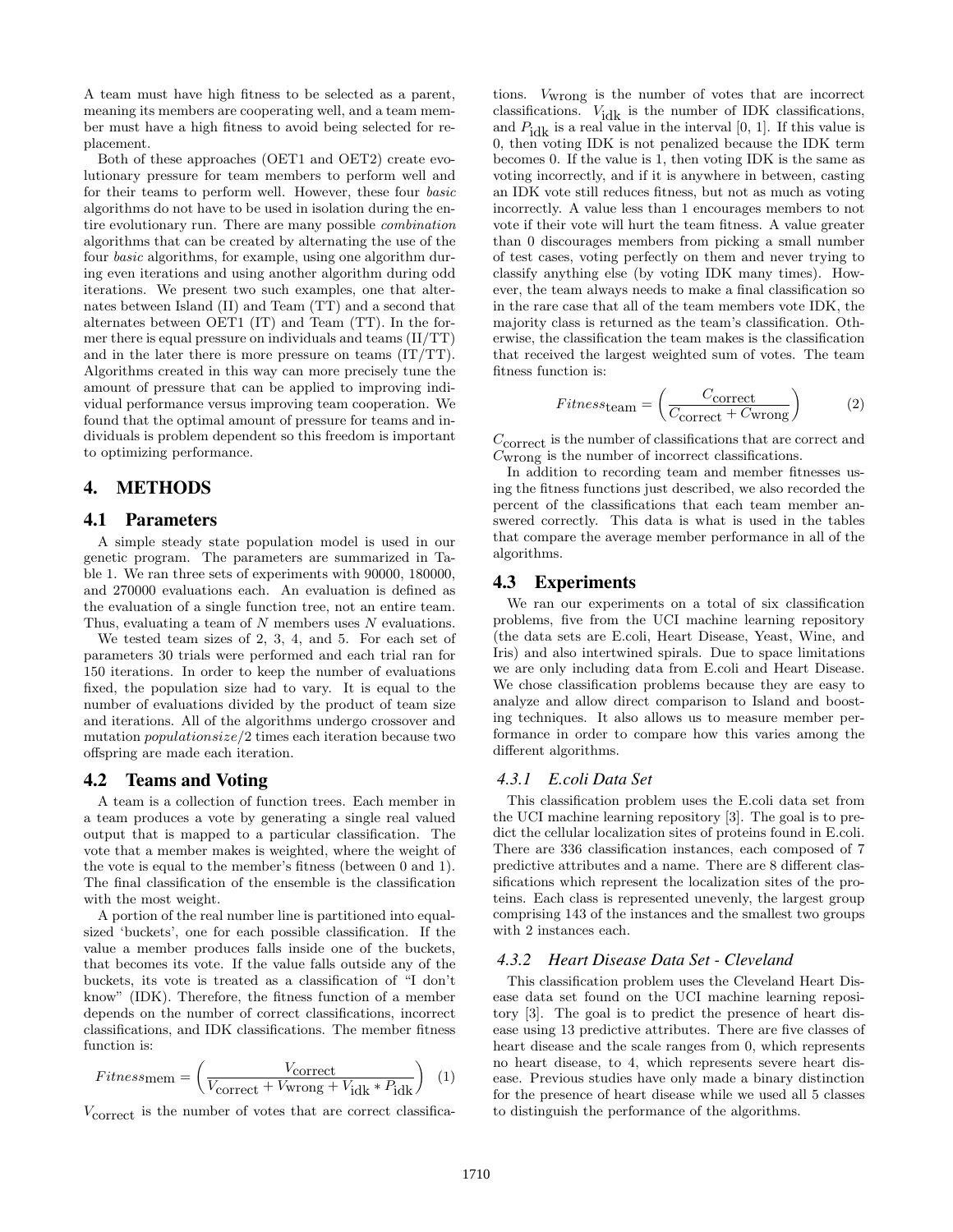A team must have high fitness to be selected as a parent, meaning its members are cooperating well, and a team member must have a high fitness to avoid being selected for replacement.

Both of these approaches (OET1 and OET2) create evolutionary pressure for team members to perform well and for their teams to perform well. However, these four *basic* algorithms do not have to be used in isolation during the entire evolutionary run. There are many possible *combination* algorithms that can be created by alternating the use of the four *basic* algorithms, for example, using one algorithm during even iterations and using another algorithm during odd iterations. We present two such examples, one that alternates between Island (II) and Team (TT) and a second that alternates between OET1 (IT) and Team (TT). In the former there is equal pressure on individuals and teams (II/TT) and in the later there is more pressure on teams (IT/TT). Algorithms created in this way can more precisely tune the amount of pressure that can be applied to improving individual performance versus improving team cooperation. We found that the optimal amount of pressure for teams and individuals is problem dependent so this freedom is important to optimizing performance.

## 4. METHODS

### 4.1 Parameters

A simple steady state population model is used in our genetic program. The parameters are summarized in Table 1. We ran three sets of experiments with 90000, 180000, and 270000 evaluations each. An evaluation is defined as the evaluation of a single function tree, not an entire team. Thus, evaluating a team of $N$ members uses $N$ evaluations.

We tested team sizes of 2, 3, 4, and 5. For each set of parameters 30 trials were performed and each trial ran for 150 iterations. In order to keep the number of evaluations fixed, the population size had to vary. It is equal to the number of evaluations divided by the product of team size and iterations. All of the algorithms undergo crossover and mutation *populationsize*/2 times each iteration because two offspring are made each iteration.

### 4.2 Teams and Voting

A team is a collection of function trees. Each member in a team produces a vote by generating a single real valued output that is mapped to a particular classification. The vote that a member makes is weighted, where the weight of the vote is equal to the member's fitness (between 0 and 1). The final classification of the ensemble is the classification with the most weight.

A portion of the real number line is partitioned into equal-sized 'buckets', one for each possible classification. If the value a member produces falls inside one of the buckets, that becomes its vote. If the value falls outside any of the buckets, its vote is treated as a classification of "I don't know" (IDK). Therefore, the fitness function of a member depends on the number of correct classifications, incorrect classifications, and IDK classifications. The member fitness function is:

$$Fitness_{\text{mem}} = \left( \frac{V_{\text{correct}}}{V_{\text{correct}} + V_{\text{wrong}} + V_{\text{idk}} * P_{\text{idk}}} \right) \quad (1)$$

$V_{\text{correct}}$ is the number of votes that are correct classifications. $V_{\text{wrong}}$ is the number of votes that are incorrect classifications. $V_{\text{idk}}$ is the number of IDK classifications, and $P_{\text{idk}}$ is a real value in the interval [0, 1]. If this value is 0, then voting IDK is not penalized because the IDK term becomes 0. If the value is 1, then voting IDK is the same as voting incorrectly, and if it is anywhere in between, casting an IDK vote still reduces fitness, but not as much as voting incorrectly. A value less than 1 encourages members to not vote if their vote will hurt the team fitness. A value greater than 0 discourages members from picking a small number of test cases, voting perfectly on them and never trying to classify anything else (by voting IDK many times). However, the team always needs to make a final classification so in the rare case that all of the team members vote IDK, the majority class is returned as the team's classification. Otherwise, the classification the team makes is the classification that received the largest weighted sum of votes. The team fitness function is:

$$Fitness_{\text{team}} = \left( \frac{C_{\text{correct}}}{C_{\text{correct}} + C_{\text{wrong}}} \right) \quad (2)$$

$C_{\text{correct}}$ is the number of classifications that are correct and $C_{\text{wrong}}$ is the number of incorrect classifications.

In addition to recording team and member fitnesses using the fitness functions just described, we also recorded the percent of the classifications that each team member answered correctly. This data is what is used in the tables that compare the average member performance in all of the algorithms.

### 4.3 Experiments

We ran our experiments on a total of six classification problems, five from the UCI machine learning repository (the data sets are E.coli, Heart Disease, Yeast, Wine, and Iris) and also intertwined spirals. Due to space limitations we are only including data from E.coli and Heart Disease. We chose classification problems because they are easy to analyze and allow direct comparison to Island and boosting techniques. It also allows us to measure member performance in order to compare how this varies among the different algorithms.

#### *4.3.1 E.coli Data Set*

This classification problem uses the E.coli data set from the UCI machine learning repository [3]. The goal is to predict the cellular localization sites of proteins found in E.coli. There are 336 classification instances, each composed of 7 predictive attributes and a name. There are 8 different classifications which represent the localization sites of the proteins. Each class is represented unevenly, the largest group comprising 143 of the instances and the smallest two groups with 2 instances each.

#### *4.3.2 Heart Disease Data Set - Cleveland*

This classification problem uses the Cleveland Heart Disease data set found on the UCI machine learning repository [3]. The goal is to predict the presence of heart disease using 13 predictive attributes. There are five classes of heart disease and the scale ranges from 0, which represents no heart disease, to 4, which represents severe heart disease. Previous studies have only made a binary distinction for the presence of heart disease while we used all 5 classes to distinguish the performance of the algorithms.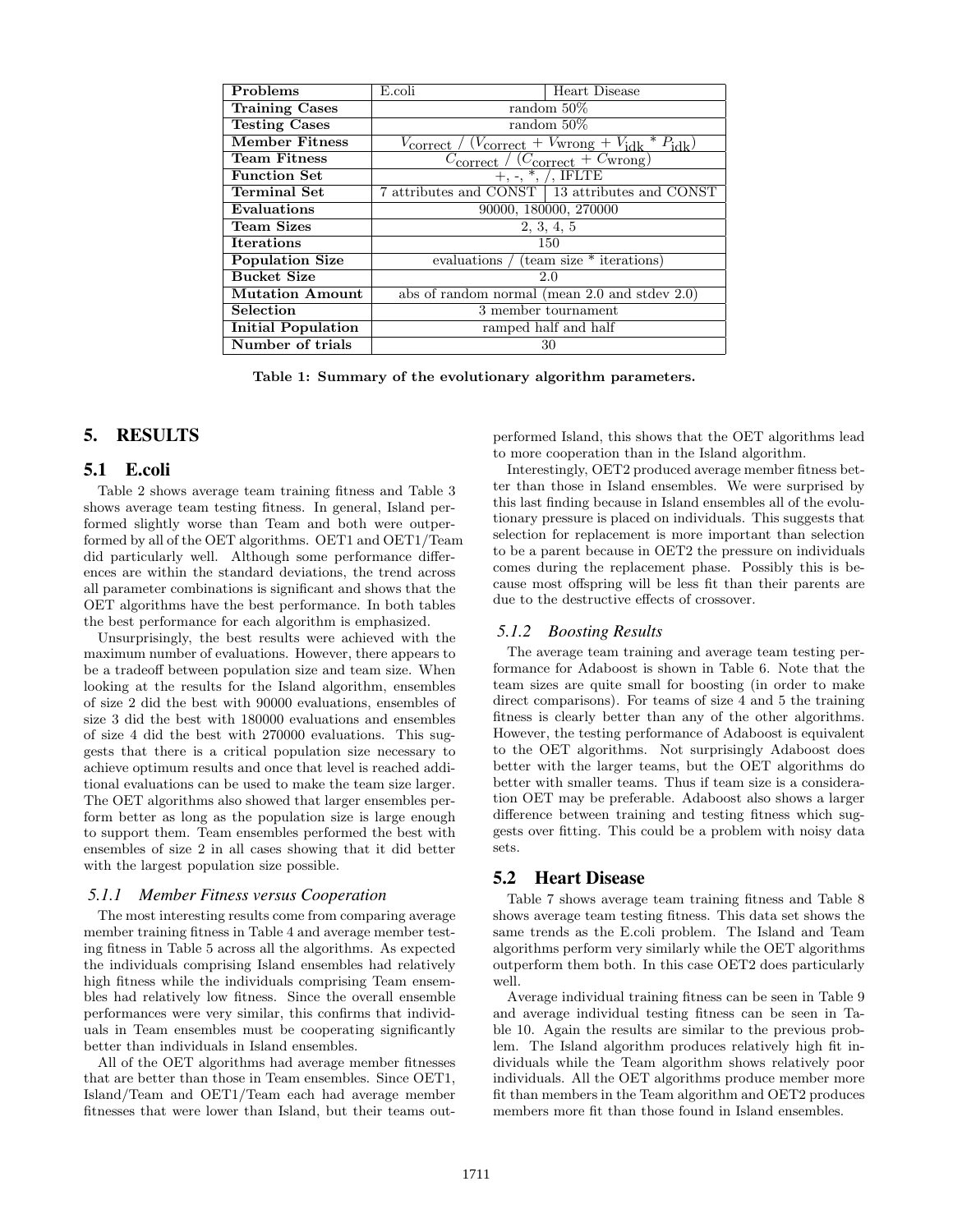| Problems | E.coli | Heart Disease |
|---|---|---|
| Training Cases | random 50% | |
| Testing Cases | random 50% | |
| Member Fitness | $V_{\text{correct}}$ / ($V_{\text{correct}}$ + $V_{\text{wrong}}$ + $V_{\text{idk}}$ * $P_{\text{idk}}$) | |
| Team Fitness | $C_{\text{correct}}$ / ($C_{\text{correct}}$ + $C_{\text{wrong}}$) | |
| Function Set | +, -, *, /, IFLTE | |
| Terminal Set | 7 attributes and CONST | 13 attributes and CONST |
| Evaluations | 90000, 180000, 270000 | |
| Team Sizes | 2, 3, 4, 5 | |
| Iterations | 150 | |
| Population Size | evaluations / (team size * iterations) | |
| Bucket Size | 2.0 | |
| Mutation Amount | abs of random normal (mean 2.0 and stdev 2.0) | |
| Selection | 3 member tournament | |
| Initial Population | ramped half and half | |
| Number of trials | 30 | |

**Table 1: Summary of the evolutionary algorithm parameters.**

# 5. RESULTS

## 5.1 E.coli

Table 2 shows average team training fitness and Table 3 shows average team testing fitness. In general, Island performed slightly worse than Team and both were outperformed by all of the OET algorithms. OET1 and OET1/Team did particularly well. Although some performance differences are within the standard deviations, the trend across all parameter combinations is significant and shows that the OET algorithms have the best performance. In both tables the best performance for each algorithm is emphasized.

Unsurprisingly, the best results were achieved with the maximum number of evaluations. However, there appears to be a tradeoff between population size and team size. When looking at the results for the Island algorithm, ensembles of size 2 did the best with 90000 evaluations, ensembles of size 3 did the best with 180000 evaluations and ensembles of size 4 did the best with 270000 evaluations. This suggests that there is a critical population size necessary to achieve optimum results and once that level is reached additional evaluations can be used to make the team size larger. The OET algorithms also showed that larger ensembles perform better as long as the population size is large enough to support them. Team ensembles performed the best with ensembles of size 2 in all cases showing that it did better with the largest population size possible.

### 5.1.1 Member Fitness versus Cooperation

The most interesting results come from comparing average member training fitness in Table 4 and average member testing fitness in Table 5 across all the algorithms. As expected the individuals comprising Island ensembles had relatively high fitness while the individuals comprising Team ensembles had relatively low fitness. Since the overall ensemble performances were very similar, this confirms that individuals in Team ensembles must be cooperating significantly better than individuals in Island ensembles.

All of the OET algorithms had average member fitnesses that are better than those in Team ensembles. Since OET1, Island/Team and OET1/Team each had average member fitnesses that were lower than Island, but their teams outperformed Island, this shows that the OET algorithms lead to more cooperation than in the Island algorithm.

Interestingly, OET2 produced average member fitness better than those in Island ensembles. We were surprised by this last finding because in Island ensembles all of the evolutionary pressure is placed on individuals. This suggests that selection for replacement is more important than selection to be a parent because in OET2 the pressure on individuals comes during the replacement phase. Possibly this is because most offspring will be less fit than their parents are due to the destructive effects of crossover.

### 5.1.2 Boosting Results

The average team training and average team testing performance for Adaboost is shown in Table 6. Note that the team sizes are quite small for boosting (in order to make direct comparisons). For teams of size 4 and 5 the training fitness is clearly better than any of the other algorithms. However, the testing performance of Adaboost is equivalent to the OET algorithms. Not surprisingly Adaboost does better with the larger teams, but the OET algorithms do better with smaller teams. Thus if team size is a consideration OET may be preferable. Adaboost also shows a larger difference between training and testing fitness which suggests over fitting. This could be a problem with noisy data sets.

## 5.2 Heart Disease

Table 7 shows average team training fitness and Table 8 shows average team testing fitness. This data set shows the same trends as the E.coli problem. The Island and Team algorithms perform very similarly while the OET algorithms outperform them both. In this case OET2 does particularly well.

Average individual training fitness can be seen in Table 9 and average individual testing fitness can be seen in Table 10. Again the results are similar to the previous problem. The Island algorithm produces relatively high fit individuals while the Team algorithm shows relatively poor individuals. All the OET algorithms produce member more fit than members in the Team algorithm and OET2 produces members more fit than those found in Island ensembles.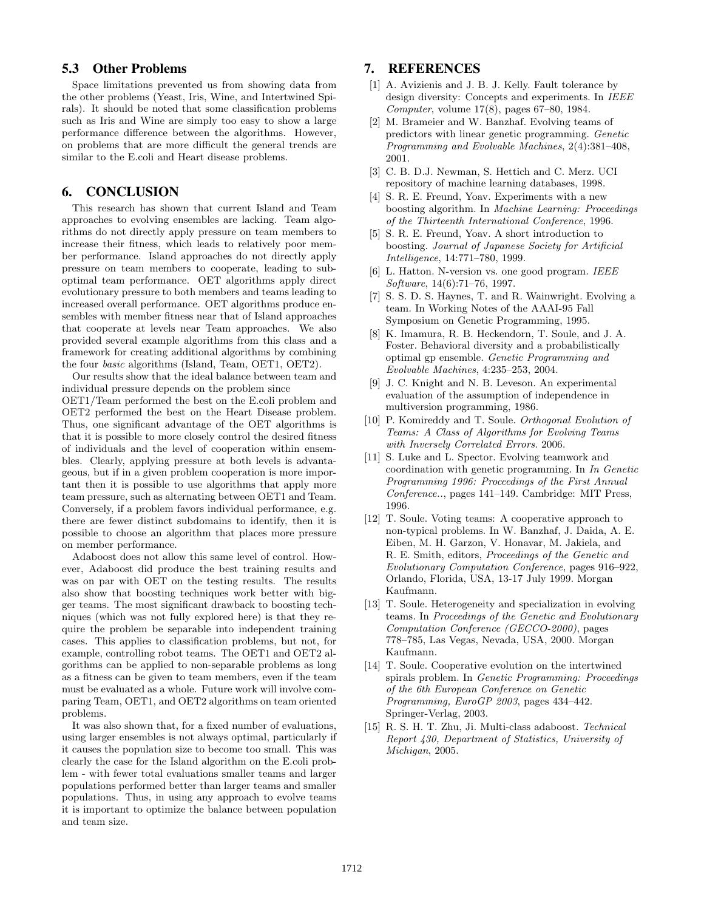## 5.3 Other Problems

Space limitations prevented us from showing data from the other problems (Yeast, Iris, Wine, and Intertwined Spirals). It should be noted that some classification problems such as Iris and Wine are simply too easy to show a large performance difference between the algorithms. However, on problems that are more difficult the general trends are similar to the E.coli and Heart disease problems.

# 6. CONCLUSION

This research has shown that current Island and Team approaches to evolving ensembles are lacking. Team algorithms do not directly apply pressure on team members to increase their fitness, which leads to relatively poor member performance. Island approaches do not directly apply pressure on team members to cooperate, leading to suboptimal team performance. OET algorithms apply direct evolutionary pressure to both members and teams leading to increased overall performance. OET algorithms produce ensembles with member fitness near that of Island approaches that cooperate at levels near Team approaches. We also provided several example algorithms from this class and a framework for creating additional algorithms by combining the four *basic* algorithms (Island, Team, OET1, OET2).

Our results show that the ideal balance between team and individual pressure depends on the problem since OET1/Team performed the best on the E.coli problem and OET2 performed the best on the Heart Disease problem. Thus, one significant advantage of the OET algorithms is that it is possible to more closely control the desired fitness of individuals and the level of cooperation within ensembles. Clearly, applying pressure at both levels is advantageous, but if in a given problem cooperation is more important then it is possible to use algorithms that apply more team pressure, such as alternating between OET1 and Team. Conversely, if a problem favors individual performance, e.g. there are fewer distinct subdomains to identify, then it is possible to choose an algorithm that places more pressure on member performance.

Adaboost does not allow this same level of control. However, Adaboost did produce the best training results and was on par with OET on the testing results. The results also show that boosting techniques work better with bigger teams. The most significant drawback to boosting techniques (which was not fully explored here) is that they require the problem be separable into independent training cases. This applies to classification problems, but not, for example, controlling robot teams. The OET1 and OET2 algorithms can be applied to non-separable problems as long as a fitness can be given to team members, even if the team must be evaluated as a whole. Future work will involve comparing Team, OET1, and OET2 algorithms on team oriented problems.

It was also shown that, for a fixed number of evaluations, using larger ensembles is not always optimal, particularly if it causes the population size to become too small. This was clearly the case for the Island algorithm on the E.coli problem - with fewer total evaluations smaller teams and larger populations performed better than larger teams and smaller populations. Thus, in using any approach to evolve teams it is important to optimize the balance between population and team size.

# 7. REFERENCES

[1] A. Avizienis and J. B. J. Kelly. Fault tolerance by design diversity: Concepts and experiments. In *IEEE Computer*, volume 17(8), pages 67–80, 1984.

[2] M. Brameier and W. Banzhaf. Evolving teams of predictors with linear genetic programming. *Genetic Programming and Evolvable Machines*, 2(4):381–408, 2001.

[3] C. B. D.J. Newman, S. Hettich and C. Merz. UCI repository of machine learning databases, 1998.

[4] S. R. E. Freund, Yoav. Experiments with a new boosting algorithm. In *Machine Learning: Proceedings of the Thirteenth International Conference*, 1996.

[5] S. R. E. Freund, Yoav. A short introduction to boosting. *Journal of Japanese Society for Artificial Intelligence*, 14:771–780, 1999.

[6] L. Hatton. N-version vs. one good program. *IEEE Software*, 14(6):71–76, 1997.

[7] S. S. D. S. Haynes, T. and R. Wainwright. Evolving a team. In Working Notes of the AAAI-95 Fall Symposium on Genetic Programming, 1995.

[8] K. Imamura, R. B. Heckendorn, T. Soule, and J. A. Foster. Behavioral diversity and a probabilistically optimal gp ensemble. *Genetic Programming and Evolvable Machines*, 4:235–253, 2004.

[9] J. C. Knight and N. B. Leveson. An experimental evaluation of the assumption of independence in multiversion programming, 1986.

[10] P. Komireddy and T. Soule. *Orthogonal Evolution of Teams: A Class of Algorithms for Evolving Teams with Inversely Correlated Errors*. 2006.

[11] S. Luke and L. Spector. Evolving teamwork and coordination with genetic programming. In *In Genetic Programming 1996: Proceedings of the First Annual Conference..*, pages 141–149. Cambridge: MIT Press, 1996.

[12] T. Soule. Voting teams: A cooperative approach to non-typical problems. In W. Banzhaf, J. Daida, A. E. Eiben, M. H. Garzon, V. Honavar, M. Jakiela, and R. E. Smith, editors, *Proceedings of the Genetic and Evolutionary Computation Conference*, pages 916–922, Orlando, Florida, USA, 13-17 July 1999. Morgan Kaufmann.

[13] T. Soule. Heterogeneity and specialization in evolving teams. In *Proceedings of the Genetic and Evolutionary Computation Conference (GECCO-2000)*, pages 778–785, Las Vegas, Nevada, USA, 2000. Morgan Kaufmann.

[14] T. Soule. Cooperative evolution on the intertwined spirals problem. In *Genetic Programming: Proceedings of the 6th European Conference on Genetic Programming, EuroGP 2003*, pages 434–442. Springer-Verlag, 2003.

[15] R. S. H. T. Zhu, Ji. Multi-class adaboost. *Technical Report 430, Department of Statistics, University of Michigan*, 2005.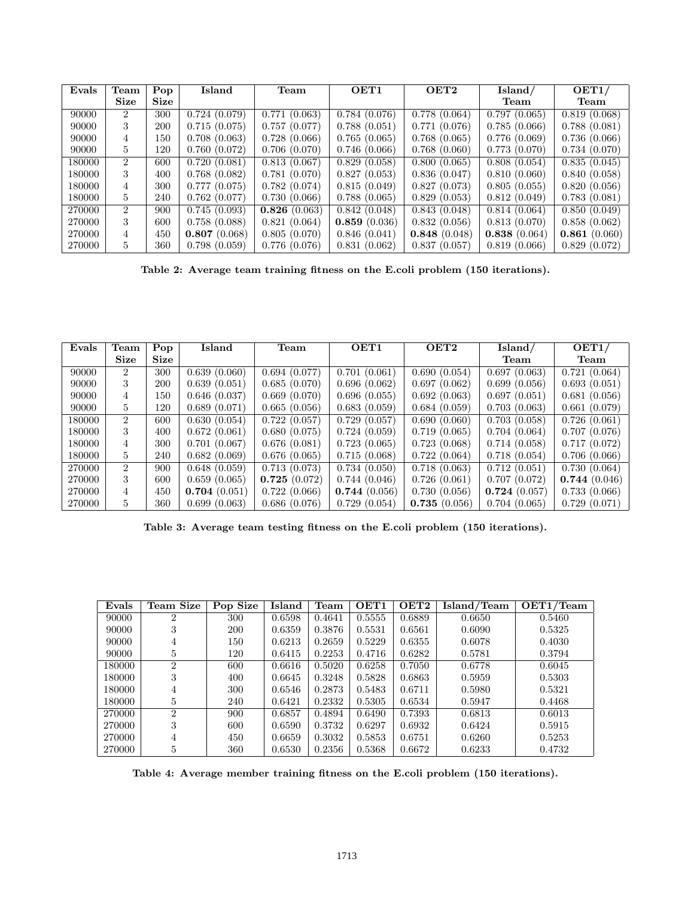| Evals | Team Size | Pop Size | Island | Team | OET1 | OET2 | Island/ Team | OET1/ Team |
|---|---|---|---|---|---|---|---|---|
| 90000 | 2 | 300 | 0.724 (0.079) | 0.771 (0.063) | 0.784 (0.076) | 0.778 (0.064) | 0.797 (0.065) | 0.819 (0.068) |
| 90000 | 3 | 200 | 0.715 (0.075) | 0.757 (0.077) | 0.788 (0.051) | 0.771 (0.076) | 0.785 (0.066) | 0.788 (0.081) |
| 90000 | 4 | 150 | 0.708 (0.063) | 0.728 (0.066) | 0.765 (0.065) | 0.768 (0.065) | 0.776 (0.069) | 0.736 (0.066) |
| 90000 | 5 | 120 | 0.760 (0.072) | 0.706 (0.070) | 0.746 (0.066) | 0.768 (0.060) | 0.773 (0.070) | 0.734 (0.070) |
| 180000 | 2 | 600 | 0.720 (0.081) | 0.813 (0.067) | 0.829 (0.058) | 0.800 (0.065) | 0.808 (0.054) | 0.835 (0.045) |
| 180000 | 3 | 400 | 0.768 (0.082) | 0.781 (0.070) | 0.827 (0.053) | 0.836 (0.047) | 0.810 (0.060) | 0.840 (0.058) |
| 180000 | 4 | 300 | 0.777 (0.075) | 0.782 (0.074) | 0.815 (0.049) | 0.827 (0.073) | 0.805 (0.055) | 0.820 (0.056) |
| 180000 | 5 | 240 | 0.762 (0.077) | 0.730 (0.066) | 0.788 (0.065) | 0.829 (0.053) | 0.812 (0.049) | 0.783 (0.081) |
| 270000 | 2 | 900 | 0.745 (0.093) | **0.826** (0.063) | 0.842 (0.048) | 0.843 (0.048) | 0.814 (0.064) | 0.850 (0.049) |
| 270000 | 3 | 600 | 0.758 (0.088) | 0.821 (0.064) | **0.859** (0.036) | 0.832 (0.056) | 0.813 (0.070) | 0.858 (0.062) |
| 270000 | 4 | 450 | **0.807** (0.068) | 0.805 (0.070) | 0.846 (0.041) | **0.848** (0.048) | **0.838** (0.064) | **0.861** (0.060) |
| 270000 | 5 | 360 | 0.798 (0.059) | 0.776 (0.076) | 0.831 (0.062) | 0.837 (0.057) | 0.819 (0.066) | 0.829 (0.072) |

**Table 2: Average team training fitness on the E.coli problem (150 iterations).**

| Evals | Team Size | Pop Size | Island | Team | OET1 | OET2 | Island/ Team | OET1/ Team |
|---|---|---|---|---|---|---|---|---|
| 90000 | 2 | 300 | 0.639 (0.060) | 0.694 (0.077) | 0.701 (0.061) | 0.690 (0.054) | 0.697 (0.063) | 0.721 (0.064) |
| 90000 | 3 | 200 | 0.639 (0.051) | 0.685 (0.070) | 0.696 (0.062) | 0.697 (0.062) | 0.699 (0.056) | 0.693 (0.051) |
| 90000 | 4 | 150 | 0.646 (0.037) | 0.669 (0.070) | 0.696 (0.055) | 0.692 (0.063) | 0.697 (0.051) | 0.681 (0.056) |
| 90000 | 5 | 120 | 0.689 (0.071) | 0.665 (0.056) | 0.683 (0.059) | 0.684 (0.059) | 0.703 (0.063) | 0.661 (0.079) |
| 180000 | 2 | 600 | 0.630 (0.054) | 0.722 (0.057) | 0.729 (0.057) | 0.690 (0.060) | 0.703 (0.058) | 0.726 (0.061) |
| 180000 | 3 | 400 | 0.672 (0.061) | 0.680 (0.075) | 0.724 (0.059) | 0.719 (0.065) | 0.704 (0.064) | 0.707 (0.076) |
| 180000 | 4 | 300 | 0.701 (0.067) | 0.676 (0.081) | 0.723 (0.065) | 0.723 (0.068) | 0.714 (0.058) | 0.717 (0.072) |
| 180000 | 5 | 240 | 0.682 (0.069) | 0.676 (0.065) | 0.715 (0.068) | 0.722 (0.064) | 0.718 (0.054) | 0.706 (0.066) |
| 270000 | 2 | 900 | 0.648 (0.059) | 0.713 (0.073) | 0.734 (0.050) | 0.718 (0.063) | 0.712 (0.051) | 0.730 (0.064) |
| 270000 | 3 | 600 | 0.659 (0.065) | **0.725** (0.072) | 0.744 (0.046) | 0.726 (0.061) | 0.707 (0.072) | **0.744** (0.046) |
| 270000 | 4 | 450 | **0.704** (0.051) | 0.722 (0.066) | **0.744** (0.056) | 0.730 (0.056) | **0.724** (0.057) | 0.733 (0.066) |
| 270000 | 5 | 360 | 0.699 (0.063) | 0.686 (0.076) | 0.729 (0.054) | **0.735** (0.056) | 0.704 (0.065) | 0.729 (0.071) |

**Table 3: Average team testing fitness on the E.coli problem (150 iterations).**

| Evals | Team Size | Pop Size | Island | Team | OET1 | OET2 | Island/Team | OET1/Team |
|---|---|---|---|---|---|---|---|---|
| 90000 | 2 | 300 | 0.6598 | 0.4641 | 0.5555 | 0.6889 | 0.6650 | 0.5460 |
| 90000 | 3 | 200 | 0.6359 | 0.3876 | 0.5531 | 0.6561 | 0.6090 | 0.5325 |
| 90000 | 4 | 150 | 0.6213 | 0.2659 | 0.5229 | 0.6355 | 0.6078 | 0.4030 |
| 90000 | 5 | 120 | 0.6415 | 0.2253 | 0.4716 | 0.6282 | 0.5781 | 0.3794 |
| 180000 | 2 | 600 | 0.6616 | 0.5020 | 0.6258 | 0.7050 | 0.6778 | 0.6045 |
| 180000 | 3 | 400 | 0.6645 | 0.3248 | 0.5828 | 0.6863 | 0.5959 | 0.5303 |
| 180000 | 4 | 300 | 0.6546 | 0.2873 | 0.5483 | 0.6711 | 0.5980 | 0.5321 |
| 180000 | 5 | 240 | 0.6421 | 0.2332 | 0.5305 | 0.6534 | 0.5947 | 0.4468 |
| 270000 | 2 | 900 | 0.6857 | 0.4894 | 0.6490 | 0.7393 | 0.6813 | 0.6013 |
| 270000 | 3 | 600 | 0.6590 | 0.3732 | 0.6297 | 0.6932 | 0.6424 | 0.5915 |
| 270000 | 4 | 450 | 0.6659 | 0.3032 | 0.5853 | 0.6751 | 0.6260 | 0.5253 |
| 270000 | 5 | 360 | 0.6530 | 0.2356 | 0.5368 | 0.6672 | 0.6233 | 0.4732 |

**Table 4: Average member training fitness on the E.coli problem (150 iterations).**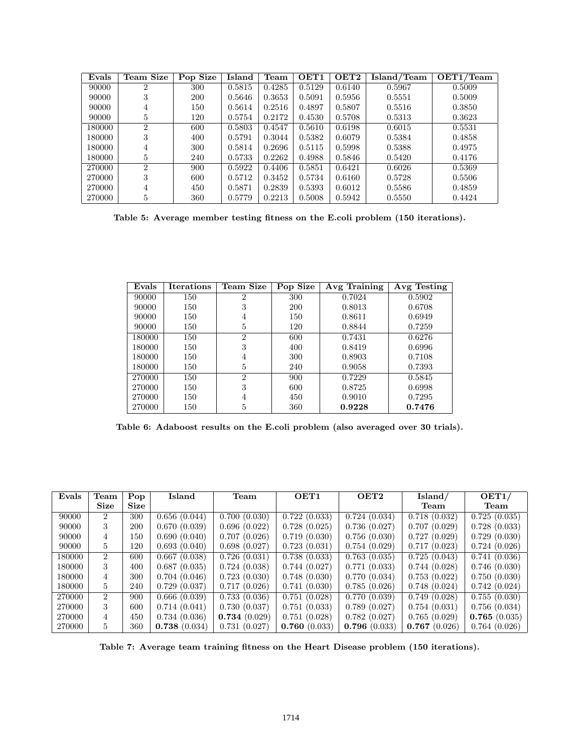| Evals | Team Size | Pop Size | Island | Team | OET1 | OET2 | Island/Team | OET1/Team |
|---|---|---|---|---|---|---|---|---|
| 90000 | 2 | 300 | 0.5815 | 0.4285 | 0.5129 | 0.6140 | 0.5967 | 0.5009 |
| 90000 | 3 | 200 | 0.5646 | 0.3653 | 0.5091 | 0.5956 | 0.5551 | 0.5009 |
| 90000 | 4 | 150 | 0.5614 | 0.2516 | 0.4897 | 0.5807 | 0.5516 | 0.3850 |
| 90000 | 5 | 120 | 0.5754 | 0.2172 | 0.4530 | 0.5708 | 0.5313 | 0.3623 |
| 180000 | 2 | 600 | 0.5803 | 0.4547 | 0.5610 | 0.6198 | 0.6015 | 0.5531 |
| 180000 | 3 | 400 | 0.5791 | 0.3044 | 0.5382 | 0.6079 | 0.5384 | 0.4858 |
| 180000 | 4 | 300 | 0.5814 | 0.2696 | 0.5115 | 0.5998 | 0.5388 | 0.4975 |
| 180000 | 5 | 240 | 0.5733 | 0.2262 | 0.4988 | 0.5846 | 0.5420 | 0.4176 |
| 270000 | 2 | 900 | 0.5922 | 0.4406 | 0.5851 | 0.6421 | 0.6026 | 0.5369 |
| 270000 | 3 | 600 | 0.5712 | 0.3452 | 0.5734 | 0.6160 | 0.5728 | 0.5506 |
| 270000 | 4 | 450 | 0.5871 | 0.2839 | 0.5393 | 0.6012 | 0.5586 | 0.4859 |
| 270000 | 5 | 360 | 0.5779 | 0.2213 | 0.5008 | 0.5942 | 0.5550 | 0.4424 |

**Table 5: Average member testing fitness on the E.coli problem (150 iterations).**

| Evals | Iterations | Team Size | Pop Size | Avg Training | Avg Testing |
|---|---|---|---|---|---|
| 90000 | 150 | 2 | 300 | 0.7024 | 0.5902 |
| 90000 | 150 | 3 | 200 | 0.8013 | 0.6708 |
| 90000 | 150 | 4 | 150 | 0.8611 | 0.6949 |
| 90000 | 150 | 5 | 120 | 0.8844 | 0.7259 |
| 180000 | 150 | 2 | 600 | 0.7431 | 0.6276 |
| 180000 | 150 | 3 | 400 | 0.8419 | 0.6996 |
| 180000 | 150 | 4 | 300 | 0.8903 | 0.7108 |
| 180000 | 150 | 5 | 240 | 0.9058 | 0.7393 |
| 270000 | 150 | 2 | 900 | 0.7229 | 0.5845 |
| 270000 | 150 | 3 | 600 | 0.8725 | 0.6998 |
| 270000 | 150 | 4 | 450 | 0.9010 | 0.7295 |
| 270000 | 150 | 5 | 360 | **0.9228** | **0.7476** |

**Table 6: Adaboost results on the E.coli problem (also averaged over 30 trials).**

| Evals | Team Size | Pop Size | Island | Team | OET1 | OET2 | Island/ Team | OET1/ Team |
|---|---|---|---|---|---|---|---|---|
| 90000 | 2 | 300 | 0.656 (0.044) | 0.700 (0.030) | 0.722 (0.033) | 0.724 (0.034) | 0.718 (0.032) | 0.725 (0.035) |
| 90000 | 3 | 200 | 0.670 (0.039) | 0.696 (0.022) | 0.728 (0.025) | 0.736 (0.027) | 0.707 (0.029) | 0.728 (0.033) |
| 90000 | 4 | 150 | 0.690 (0.040) | 0.707 (0.026) | 0.719 (0.030) | 0.756 (0.030) | 0.727 (0.029) | 0.729 (0.030) |
| 90000 | 5 | 120 | 0.693 (0.040) | 0.698 (0.027) | 0.723 (0.031) | 0.754 (0.029) | 0.717 (0.023) | 0.724 (0.026) |
| 180000 | 2 | 600 | 0.667 (0.038) | 0.726 (0.031) | 0.738 (0.033) | 0.763 (0.035) | 0.725 (0.043) | 0.741 (0.036) |
| 180000 | 3 | 400 | 0.687 (0.035) | 0.724 (0.038) | 0.744 (0.027) | 0.771 (0.033) | 0.744 (0.028) | 0.746 (0.030) |
| 180000 | 4 | 300 | 0.704 (0.046) | 0.723 (0.030) | 0.748 (0.030) | 0.770 (0.034) | 0.753 (0.022) | 0.750 (0.030) |
| 180000 | 5 | 240 | 0.729 (0.037) | 0.717 (0.026) | 0.741 (0.030) | 0.785 (0.026) | 0.748 (0.024) | 0.742 (0.024) |
| 270000 | 2 | 900 | 0.666 (0.039) | 0.733 (0.036) | 0.751 (0.028) | 0.770 (0.039) | 0.749 (0.028) | 0.755 (0.030) |
| 270000 | 3 | 600 | 0.714 (0.041) | 0.730 (0.037) | 0.751 (0.033) | 0.789 (0.027) | 0.754 (0.031) | 0.756 (0.034) |
| 270000 | 4 | 450 | 0.734 (0.036) | **0.734** (0.029) | 0.751 (0.028) | 0.782 (0.027) | 0.765 (0.029) | **0.765** (0.035) |
| 270000 | 5 | 360 | **0.738** (0.034) | 0.731 (0.027) | **0.760** (0.033) | **0.796** (0.033) | **0.767** (0.026) | 0.764 (0.026) |

**Table 7: Average team training fitness on the Heart Disease problem (150 iterations).**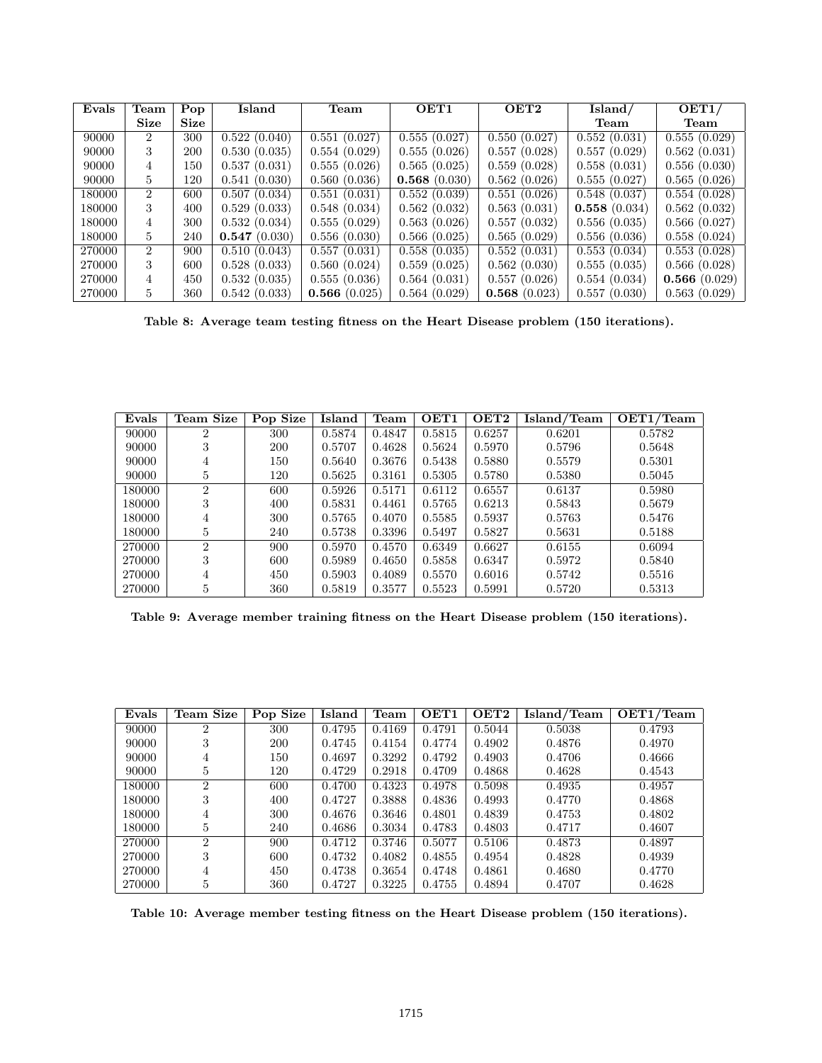| Evals | Team Size | Pop Size | Island | Team | OET1 | OET2 | Island/ Team | OET1/ Team |
|---|---|---|---|---|---|---|---|---|
| 90000 | 2 | 300 | 0.522 (0.040) | 0.551 (0.027) | 0.555 (0.027) | 0.550 (0.027) | 0.552 (0.031) | 0.555 (0.029) |
| 90000 | 3 | 200 | 0.530 (0.035) | 0.554 (0.029) | 0.555 (0.026) | 0.557 (0.028) | 0.557 (0.029) | 0.562 (0.031) |
| 90000 | 4 | 150 | 0.537 (0.031) | 0.555 (0.026) | 0.565 (0.025) | 0.559 (0.028) | 0.558 (0.031) | 0.556 (0.030) |
| 90000 | 5 | 120 | 0.541 (0.030) | 0.560 (0.036) | **0.568** (0.030) | 0.562 (0.026) | 0.555 (0.027) | 0.565 (0.026) |
| 180000 | 2 | 600 | 0.507 (0.034) | 0.551 (0.031) | 0.552 (0.039) | 0.551 (0.026) | 0.548 (0.037) | 0.554 (0.028) |
| 180000 | 3 | 400 | 0.529 (0.033) | 0.548 (0.034) | 0.562 (0.032) | 0.563 (0.031) | **0.558** (0.034) | 0.562 (0.032) |
| 180000 | 4 | 300 | 0.532 (0.034) | 0.555 (0.029) | 0.563 (0.026) | 0.557 (0.032) | 0.556 (0.035) | 0.566 (0.027) |
| 180000 | 5 | 240 | **0.547** (0.030) | 0.556 (0.030) | 0.566 (0.025) | 0.565 (0.029) | 0.556 (0.036) | 0.558 (0.024) |
| 270000 | 2 | 900 | 0.510 (0.043) | 0.557 (0.031) | 0.558 (0.035) | 0.552 (0.031) | 0.553 (0.034) | 0.553 (0.028) |
| 270000 | 3 | 600 | 0.528 (0.033) | 0.560 (0.024) | 0.559 (0.025) | 0.562 (0.030) | 0.555 (0.035) | 0.566 (0.028) |
| 270000 | 4 | 450 | 0.532 (0.035) | 0.555 (0.036) | 0.564 (0.031) | 0.557 (0.026) | 0.554 (0.034) | **0.566** (0.029) |
| 270000 | 5 | 360 | 0.542 (0.033) | **0.566** (0.025) | 0.564 (0.029) | **0.568** (0.023) | 0.557 (0.030) | 0.563 (0.029) |

**Table 8: Average team testing fitness on the Heart Disease problem (150 iterations).**

| Evals | Team Size | Pop Size | Island | Team | OET1 | OET2 | Island/Team | OET1/Team |
|---|---|---|---|---|---|---|---|---|
| 90000 | 2 | 300 | 0.5874 | 0.4847 | 0.5815 | 0.6257 | 0.6201 | 0.5782 |
| 90000 | 3 | 200 | 0.5707 | 0.4628 | 0.5624 | 0.5970 | 0.5796 | 0.5648 |
| 90000 | 4 | 150 | 0.5640 | 0.3676 | 0.5438 | 0.5880 | 0.5579 | 0.5301 |
| 90000 | 5 | 120 | 0.5625 | 0.3161 | 0.5305 | 0.5780 | 0.5380 | 0.5045 |
| 180000 | 2 | 600 | 0.5926 | 0.5171 | 0.6112 | 0.6557 | 0.6137 | 0.5980 |
| 180000 | 3 | 400 | 0.5831 | 0.4461 | 0.5765 | 0.6213 | 0.5843 | 0.5679 |
| 180000 | 4 | 300 | 0.5765 | 0.4070 | 0.5585 | 0.5937 | 0.5763 | 0.5476 |
| 180000 | 5 | 240 | 0.5738 | 0.3396 | 0.5497 | 0.5827 | 0.5631 | 0.5188 |
| 270000 | 2 | 900 | 0.5970 | 0.4570 | 0.6349 | 0.6627 | 0.6155 | 0.6094 |
| 270000 | 3 | 600 | 0.5989 | 0.4650 | 0.5858 | 0.6347 | 0.5972 | 0.5840 |
| 270000 | 4 | 450 | 0.5903 | 0.4089 | 0.5570 | 0.6016 | 0.5742 | 0.5516 |
| 270000 | 5 | 360 | 0.5819 | 0.3577 | 0.5523 | 0.5991 | 0.5720 | 0.5313 |

**Table 9: Average member training fitness on the Heart Disease problem (150 iterations).**

| Evals | Team Size | Pop Size | Island | Team | OET1 | OET2 | Island/Team | OET1/Team |
|---|---|---|---|---|---|---|---|---|
| 90000 | 2 | 300 | 0.4795 | 0.4169 | 0.4791 | 0.5044 | 0.5038 | 0.4793 |
| 90000 | 3 | 200 | 0.4745 | 0.4154 | 0.4774 | 0.4902 | 0.4876 | 0.4970 |
| 90000 | 4 | 150 | 0.4697 | 0.3292 | 0.4792 | 0.4903 | 0.4706 | 0.4666 |
| 90000 | 5 | 120 | 0.4729 | 0.2918 | 0.4709 | 0.4868 | 0.4628 | 0.4543 |
| 180000 | 2 | 600 | 0.4700 | 0.4323 | 0.4978 | 0.5098 | 0.4935 | 0.4957 |
| 180000 | 3 | 400 | 0.4727 | 0.3888 | 0.4836 | 0.4993 | 0.4770 | 0.4868 |
| 180000 | 4 | 300 | 0.4676 | 0.3646 | 0.4801 | 0.4839 | 0.4753 | 0.4802 |
| 180000 | 5 | 240 | 0.4686 | 0.3034 | 0.4783 | 0.4803 | 0.4717 | 0.4607 |
| 270000 | 2 | 900 | 0.4712 | 0.3746 | 0.5077 | 0.5106 | 0.4873 | 0.4897 |
| 270000 | 3 | 600 | 0.4732 | 0.4082 | 0.4855 | 0.4954 | 0.4828 | 0.4939 |
| 270000 | 4 | 450 | 0.4738 | 0.3654 | 0.4748 | 0.4861 | 0.4680 | 0.4770 |
| 270000 | 5 | 360 | 0.4727 | 0.3225 | 0.4755 | 0.4894 | 0.4707 | 0.4628 |

**Table 10: Average member testing fitness on the Heart Disease problem (150 iterations).**